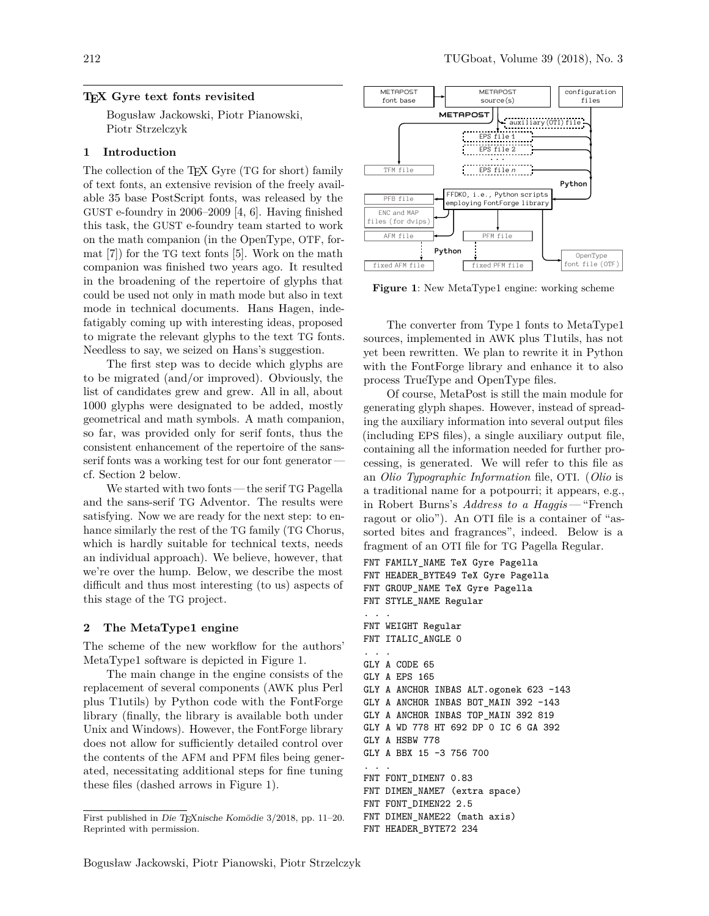# TeX Gyre text fonts revisited

Bogusław Jackowski, Piotr Pianowski, Piotr Strzelczyk

## 1 Introduction

The collection of the TeX Gyre (TG for short) family of text fonts, an extensive revision of the freely available 35 base PostScript fonts, was released by the GUST e-foundry in 2006–2009 [4, 6]. Having finished this task, the GUST e-foundry team started to work on the math companion (in the OpenType, OTF, format [7]) for the TG text fonts [5]. Work on the math companion was finished two years ago. It resulted in the broadening of the repertoire of glyphs that could be used not only in math mode but also in text mode in technical documents. Hans Hagen, indefatigably coming up with interesting ideas, proposed to migrate the relevant glyphs to the text TG fonts. Needless to say, we seized on Hans's suggestion.

The first step was to decide which glyphs are to be migrated (and/or improved). Obviously, the list of candidates grew and grew. All in all, about 1000 glyphs were designated to be added, mostly geometrical and math symbols. A math companion, so far, was provided only for serif fonts, thus the consistent enhancement of the repertoire of the sans-serif fonts was a working test for our font generator — cf. Section 2 below.

We started with two fonts — the serif TG Pagella and the sans-serif TG Adventor. The results were satisfying. Now we are ready for the next step: to enhance similarly the rest of the TG family (TG Chorus, which is hardly suitable for technical texts, needs an individual approach). We believe, however, that we're over the hump. Below, we describe the most difficult and thus most interesting (to us) aspects of this stage of the TG project.

## 2 The MetaType1 engine

The scheme of the new workflow for the authors' MetaType1 software is depicted in Figure 1.

The main change in the engine consists of the replacement of several components (AWK plus Perl plus T1utils) by Python code with the FontForge library (finally, the library is available both under Unix and Windows). However, the FontForge library does not allow for sufficiently detailed control over the contents of the AFM and PFM files being generated, necessitating additional steps for fine tuning these files (dashed arrows in Figure 1).

METAPOST font base | METAPOST source(s) | configuration files | METAPOST | auxiliary (OTI) file | EPS file 1 | EPS file 2 | . . . | EPS file *n* | TFM file | Python | PFB file | FFDKO, i.e., Python scripts employing FontForge library | ENC and MAP files (for dvips) | AFM file | PFM file | Python | fixed AFM file | fixed PFM file | OpenType font file (OTF)

**Figure 1**: New MetaType1 engine: working scheme

The converter from Type 1 fonts to MetaType1 sources, implemented in AWK plus T1utils, has not yet been rewritten. We plan to rewrite it in Python with the FontForge library and enhance it to also process TrueType and OpenType files.

Of course, MetaPost is still the main module for generating glyph shapes. However, instead of spreading the auxiliary information into several output files (including EPS files), a single auxiliary output file, containing all the information needed for further processing, is generated. We will refer to this file as an *Olio Typographic Information* file, OTI. (*Olio* is a traditional name for a potpourri; it appears, e.g., in Robert Burns's *Address to a Haggis* — "French ragout or olio"). An OTI file is a container of "assorted bites and fragrances", indeed. Below is a fragment of an OTI file for TG Pagella Regular.

```
FNT FAMILY_NAME TeX Gyre Pagella
FNT HEADER_BYTE49 TeX Gyre Pagella
FNT GROUP_NAME TeX Gyre Pagella
FNT STYLE_NAME Regular
. . .
FNT WEIGHT Regular
FNT ITALIC_ANGLE 0
. . .
GLY A CODE 65
GLY A EPS 165
GLY A ANCHOR INBAS ALT.ogonek 623 -143
GLY A ANCHOR INBAS BOT_MAIN 392 -143
GLY A ANCHOR INBAS TOP_MAIN 392 819
GLY A WD 778 HT 692 DP 0 IC 6 GA 392
GLY A HSBW 778
GLY A BBX 15 -3 756 700
. . .
FNT FONT_DIMEN7 0.83
FNT DIMEN_NAME7 (extra space)
FNT FONT_DIMEN22 2.5
FNT DIMEN_NAME22 (math axis)
FNT HEADER_BYTE72 234
```

First published in *Die TeXnische Komödie* 3/2018, pp. 11–20. Reprinted with permission.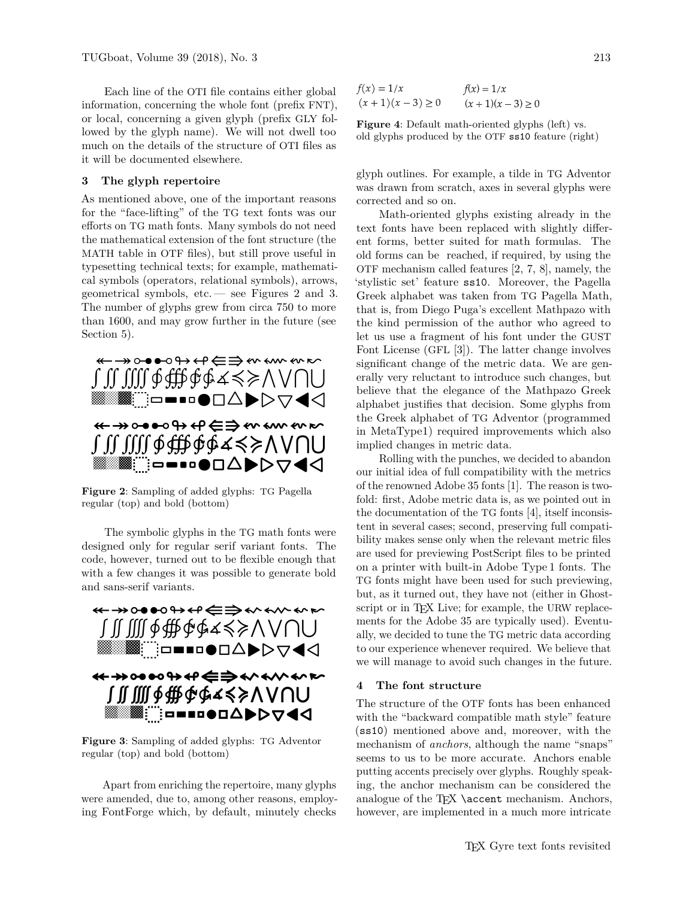Each line of the OTI file contains either global information, concerning the whole font (prefix FNT), or local, concerning a given glyph (prefix GLY followed by the glyph name). We will not dwell too much on the details of the structure of OTI files as it will be documented elsewhere.

## 3 The glyph repertoire

As mentioned above, one of the important reasons for the "face-lifting" of the TG text fonts was our efforts on TG math fonts. Many symbols do not need the mathematical extension of the font structure (the MATH table in OTF files), but still prove useful in typesetting technical texts; for example, mathematical symbols (operators, relational symbols), arrows, geometrical symbols, etc. — see Figures 2 and 3. The number of glyphs grew from circa 750 to more than 1600, and may grow further in the future (see Section 5).

**Figure 2**: Sampling of added glyphs: TG Pagella regular (top) and bold (bottom)

The symbolic glyphs in the TG math fonts were designed only for regular serif variant fonts. The code, however, turned out to be flexible enough that with a few changes it was possible to generate bold and sans-serif variants.

**Figure 3**: Sampling of added glyphs: TG Adventor regular (top) and bold (bottom)

Apart from enriching the repertoire, many glyphs were amended, due to, among other reasons, employing FontForge which, by default, minutely checks glyph outlines. For example, a tilde in TG Adventor was drawn from scratch, axes in several glyphs were corrected and so on.

$f(x) = 1/x$ $\quad$ $f(x) = 1/x$

$(x + 1)(x - 3) \geq 0$ $\quad$ $(x + 1)(x - 3) \geq 0$

**Figure 4**: Default math-oriented glyphs (left) vs. old glyphs produced by the OTF `ss10` feature (right)

Math-oriented glyphs existing already in the text fonts have been replaced with slightly different forms, better suited for math formulas. The old forms can be reached, if required, by using the OTF mechanism called features [2, 7, 8], namely, the 'stylistic set' feature `ss10`. Moreover, the Pagella Greek alphabet was taken from TG Pagella Math, that is, from Diego Puga's excellent Mathpazo with the kind permission of the author who agreed to let us use a fragment of his font under the GUST Font License (GFL [3]). The latter change involves significant change of the metric data. We are generally very reluctant to introduce such changes, but believe that the elegance of the Mathpazo Greek alphabet justifies that decision. Some glyphs from the Greek alphabet of TG Adventor (programmed in MetaType1) required improvements which also implied changes in metric data.

Rolling with the punches, we decided to abandon our initial idea of full compatibility with the metrics of the renowned Adobe 35 fonts [1]. The reason is twofold: first, Adobe metric data is, as we pointed out in the documentation of the TG fonts [4], itself inconsistent in several cases; second, preserving full compatibility makes sense only when the relevant metric files are used for previewing PostScript files to be printed on a printer with built-in Adobe Type 1 fonts. The TG fonts might have been used for such previewing, but, as it turned out, they have not (either in Ghostscript or in TeX Live; for example, the URW replacements for the Adobe 35 are typically used). Eventually, we decided to tune the TG metric data according to our experience whenever required. We believe that we will manage to avoid such changes in the future.

## 4 The font structure

The structure of the OTF fonts has been enhanced with the "backward compatible math style" feature (`ss10`) mentioned above and, moreover, with the mechanism of *anchors*, although the name "snaps" seems to us to be more accurate. Anchors enable putting accents precisely over glyphs. Roughly speaking, the anchor mechanism can be considered the analogue of the TeX `\accent` mechanism. Anchors, however, are implemented in a much more intricate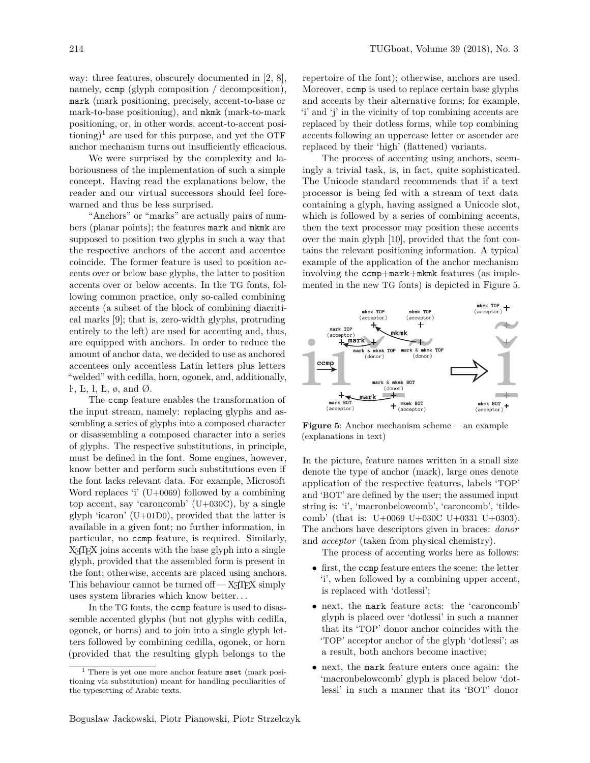way: three features, obscurely documented in [2, 8], namely, `ccmp` (glyph composition / decomposition), `mark` (mark positioning, precisely, accent-to-base or mark-to-base positioning), and `mkmk` (mark-to-mark positioning, or, in other words, accent-to-accent positioning)[1] are used for this purpose, and yet the OTF anchor mechanism turns out insufficiently efficacious.

We were surprised by the complexity and laboriousness of the implementation of such a simple concept. Having read the explanations below, the reader and our virtual successors should feel forewarned and thus be less surprised.

"Anchors" or "marks" are actually pairs of numbers (planar points); the features `mark` and `mkmk` are supposed to position two glyphs in such a way that the respective anchors of the accent and accentee coincide. The former feature is used to position accents over or below base glyphs, the latter to position accents over or below accents. In the TG fonts, following common practice, only so-called combining accents (a subset of the block of combining diacritical marks [9]; that is, zero-width glyphs, protruding entirely to the left) are used for accenting and, thus, are equipped with anchors. In order to reduce the amount of anchor data, we decided to use as anchored accentees only accentless Latin letters plus letters "welded" with cedilla, horn, ogonek, and, additionally, ŀ, Ŀ, ł, Ł, ø, and Ø.

The `ccmp` feature enables the transformation of the input stream, namely: replacing glyphs and assembling a series of glyphs into a composed character or disassembling a composed character into a series of glyphs. The respective substitutions, in principle, must be defined in the font. Some engines, however, know better and perform such substitutions even if the font lacks relevant data. For example, Microsoft Word replaces 'i' (U+0069) followed by a combining top accent, say 'caroncomb' (U+030C), by a single glyph 'icaron' (U+01D0), provided that the latter is available in a given font; no further information, in particular, no `ccmp` feature, is required. Similarly, XeTeX joins accents with the base glyph into a single glyph, provided that the assembled form is present in the font; otherwise, accents are placed using anchors. This behaviour cannot be turned off — XeTeX simply uses system libraries which know better...

In the TG fonts, the `ccmp` feature is used to disassemble accented glyphs (but not glyphs with cedilla, ogonek, or horns) and to join into a single glyph letters followed by combining cedilla, ogonek, or horn (provided that the resulting glyph belongs to the repertoire of the font); otherwise, anchors are used. Moreover, `ccmp` is used to replace certain base glyphs and accents by their alternative forms; for example, 'i' and 'j' in the vicinity of top combining accents are replaced by their dotless forms, while top combining accents following an uppercase letter or ascender are replaced by their 'high' (flattened) variants.

The process of accenting using anchors, seemingly a trivial task, is, in fact, quite sophisticated. The Unicode standard recommends that if a text processor is being fed with a stream of text data containing a glyph, having assigned a Unicode slot, which is followed by a series of combining accents, then the text processor may position these accents over the main glyph [10], provided that the font contains the relevant positioning information. A typical example of the application of the anchor mechanism involving the `ccmp`+`mark`+`mkmk` features (as implemented in the new TG fonts) is depicted in Figure 5.

**Figure 5**: Anchor mechanism scheme — an example (explanations in text)

In the picture, feature names written in a small size denote the type of anchor (mark), large ones denote application of the respective features, labels 'TOP' and 'BOT' are defined by the user; the assumed input string is: 'i', 'macronbelowcomb', 'caroncomb', 'tildecomb' (that is: U+0069 U+030C U+0331 U+0303). The anchors have descriptors given in braces: *donor* and *acceptor* (taken from physical chemistry).

The process of accenting works here as follows:

- first, the `ccmp` feature enters the scene: the letter 'i', when followed by a combining upper accent, is replaced with 'dotlessi';
- next, the `mark` feature acts: the 'caroncomb' glyph is placed over 'dotlessi' in such a manner that its 'TOP' donor anchor coincides with the 'TOP' acceptor anchor of the glyph 'dotlessi'; as a result, both anchors become inactive;
- next, the `mark` feature enters once again: the 'macronbelowcomb' glyph is placed below 'dotlessi' in such a manner that its 'BOT' donor

[1] There is yet one more anchor feature `mset` (mark positioning via substitution) meant for handling peculiarities of the typesetting of Arabic texts.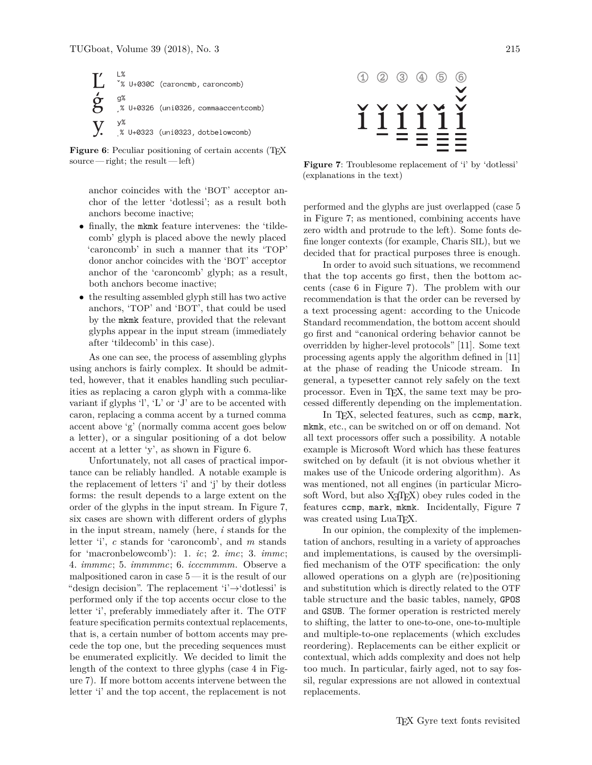```
L%
ˇ% U+030C (caroncmb, caroncomb)
g%
̦% U+0326 (uni0326, commaaccentcomb)
y%
̣% U+0323 (uni0323, dotbelowcomb)
```

**Figure 6**: Peculiar positioning of certain accents (TeX source — right; the result — left)

anchor coincides with the 'BOT' acceptor anchor of the letter 'dotlessi'; as a result both anchors become inactive;

- finally, the `mkmk` feature intervenes: the 'tildecomb' glyph is placed above the newly placed 'caroncomb' in such a manner that its 'TOP' donor anchor coincides with the 'BOT' acceptor anchor of the 'caroncomb' glyph; as a result, both anchors become inactive;
- the resulting assembled glyph still has two active anchors, 'TOP' and 'BOT', that could be used by the `mkmk` feature, provided that the relevant glyphs appear in the input stream (immediately after 'tildecomb' in this case).

As one can see, the process of assembling glyphs using anchors is fairly complex. It should be admitted, however, that it enables handling such peculiarities as replacing a caron glyph with a comma-like variant if glyphs 'l', 'L' or 'J' are to be accented with caron, replacing a comma accent by a turned comma accent above 'g' (normally comma accent goes below a letter), or a singular positioning of a dot below accent at a letter 'y', as shown in Figure 6.

Unfortunately, not all cases of practical importance can be reliably handled. A notable example is the replacement of letters 'i' and 'j' by their dotless forms: the result depends to a large extent on the order of the glyphs in the input stream. In Figure 7, six cases are shown with different orders of glyphs in the input stream, namely (here, *i* stands for the letter 'i', *c* stands for 'caroncomb', and *m* stands for 'macronbelowcomb'): 1. *ic*; 2. *imc*; 3. *immc*; 4. *immmc*; 5. *immmmc*; 6. *icccmmmm*. Observe a malpositioned caron in case 5 — it is the result of our "design decision". The replacement 'i'→'dotlessi' is performed only if the top accents occur close to the letter 'i', preferably immediately after it. The OTF feature specification permits contextual replacements, that is, a certain number of bottom accents may precede the top one, but the preceding sequences must be enumerated explicitly. We decided to limit the length of the context to three glyphs (case 4 in Figure 7). If more bottom accents intervene between the letter 'i' and the top accent, the replacement is not

**Figure 7**: Troublesome replacement of 'i' by 'dotlessi' (explanations in the text)

performed and the glyphs are just overlapped (case 5 in Figure 7; as mentioned, combining accents have zero width and protrude to the left). Some fonts define longer contexts (for example, Charis SIL), but we decided that for practical purposes three is enough.

In order to avoid such situations, we recommend that the top accents go first, then the bottom accents (case 6 in Figure 7). The problem with our recommendation is that the order can be reversed by a text processing agent: according to the Unicode Standard recommendation, the bottom accent should go first and "canonical ordering behavior cannot be overridden by higher-level protocols" [11]. Some text processing agents apply the algorithm defined in [11] at the phase of reading the Unicode stream. In general, a typesetter cannot rely safely on the text processor. Even in TeX, the same text may be processed differently depending on the implementation.

In TeX, selected features, such as `ccmp`, `mark`, `mkmk`, etc., can be switched on or off on demand. Not all text processors offer such a possibility. A notable example is Microsoft Word which has these features switched on by default (it is not obvious whether it makes use of the Unicode ordering algorithm). As was mentioned, not all engines (in particular Microsoft Word, but also XeTeX) obey rules coded in the features `ccmp`, `mark`, `mkmk`. Incidentally, Figure 7 was created using LuaTeX.

In our opinion, the complexity of the implementation of anchors, resulting in a variety of approaches and implementations, is caused by the oversimplified mechanism of the OTF specification: the only allowed operations on a glyph are (re)positioning and substitution which is directly related to the OTF table structure and the basic tables, namely, `GPOS` and `GSUB`. The former operation is restricted merely to shifting, the latter to one-to-one, one-to-multiple and multiple-to-one replacements (which excludes reordering). Replacements can be either explicit or contextual, which adds complexity and does not help too much. In particular, fairly aged, not to say fossil, regular expressions are not allowed in contextual replacements.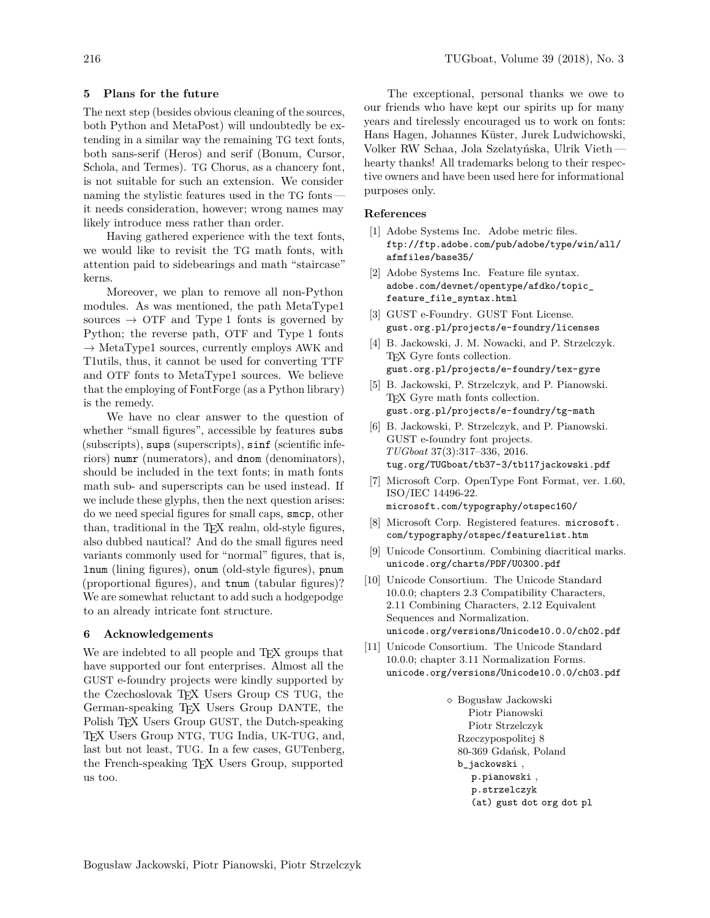## 5 Plans for the future

The next step (besides obvious cleaning of the sources, both Python and MetaPost) will undoubtedly be extending in a similar way the remaining TG text fonts, both sans-serif (Heros) and serif (Bonum, Cursor, Schola, and Termes). TG Chorus, as a chancery font, is not suitable for such an extension. We consider naming the stylistic features used in the TG fonts — it needs consideration, however; wrong names may likely introduce mess rather than order.

Having gathered experience with the text fonts, we would like to revisit the TG math fonts, with attention paid to sidebearings and math "staircase" kerns.

Moreover, we plan to remove all non-Python modules. As was mentioned, the path MetaType1 sources → OTF and Type 1 fonts is governed by Python; the reverse path, OTF and Type 1 fonts → MetaType1 sources, currently employs AWK and T1utils, thus, it cannot be used for converting TTF and OTF fonts to MetaType1 sources. We believe that the employing of FontForge (as a Python library) is the remedy.

We have no clear answer to the question of whether "small figures", accessible by features `subs` (subscripts), `sups` (superscripts), `sinf` (scientific inferiors) `numr` (numerators), and `dnom` (denominators), should be included in the text fonts; in math fonts math sub- and superscripts can be used instead. If we include these glyphs, then the next question arises: do we need special figures for small caps, `smcp`, other than, traditional in the TeX realm, old-style figures, also dubbed nautical? And do the small figures need variants commonly used for "normal" figures, that is, `lnum` (lining figures), `onum` (old-style figures), `pnum` (proportional figures), and `tnum` (tabular figures)? We are somewhat reluctant to add such a hodgepodge to an already intricate font structure.

## 6 Acknowledgements

We are indebted to all people and TeX groups that have supported our font enterprises. Almost all the GUST e-foundry projects were kindly supported by the Czechoslovak TeX Users Group CS TUG, the German-speaking TeX Users Group DANTE, the Polish TeX Users Group GUST, the Dutch-speaking TeX Users Group NTG, TUG India, UK-TUG, and, last but not least, TUG. In a few cases, GUTenberg, the French-speaking TeX Users Group, supported us too.

The exceptional, personal thanks we owe to our friends who have kept our spirits up for many years and tirelessly encouraged us to work on fonts: Hans Hagen, Johannes Küster, Jurek Ludwichowski, Volker RW Schaa, Jola Szelatyńska, Ulrik Vieth — hearty thanks! All trademarks belong to their respective owners and have been used here for informational purposes only.

## References

[1] Adobe Systems Inc. Adobe metric files. `ftp://ftp.adobe.com/pub/adobe/type/win/all/afmfiles/base35/`

[2] Adobe Systems Inc. Feature file syntax. `adobe.com/devnet/opentype/afdko/topic_feature_file_syntax.html`

[3] GUST e-Foundry. GUST Font License. `gust.org.pl/projects/e-foundry/licenses`

[4] B. Jackowski, J. M. Nowacki, and P. Strzelczyk. TeX Gyre fonts collection. `gust.org.pl/projects/e-foundry/tex-gyre`

[5] B. Jackowski, P. Strzelczyk, and P. Pianowski. TeX Gyre math fonts collection. `gust.org.pl/projects/e-foundry/tg-math`

[6] B. Jackowski, P. Strzelczyk, and P. Pianowski. GUST e-foundry font projects. *TUGboat* 37(3):317–336, 2016. `tug.org/TUGboat/tb37-3/tb117jackowski.pdf`

[7] Microsoft Corp. OpenType Font Format, ver. 1.60, ISO/IEC 14496-22. `microsoft.com/typography/otspec160/`

[8] Microsoft Corp. Registered features. `microsoft.com/typography/otspec/featurelist.htm`

[9] Unicode Consortium. Combining diacritical marks. `unicode.org/charts/PDF/U0300.pdf`

[10] Unicode Consortium. The Unicode Standard 10.0.0; chapters 2.3 Compatibility Characters, 2.11 Combining Characters, 2.12 Equivalent Sequences and Normalization. `unicode.org/versions/Unicode10.0.0/ch02.pdf`

[11] Unicode Consortium. The Unicode Standard 10.0.0; chapter 3.11 Normalization Forms. `unicode.org/versions/Unicode10.0.0/ch03.pdf`

◇ Bogusław Jackowski
Piotr Pianowski
Piotr Strzelczyk
Rzeczypospolitej 8
80-369 Gdańsk, Poland
`b_jackowski`,
`p.pianowski`,
`p.strzelczyk`
`(at) gust dot org dot pl`